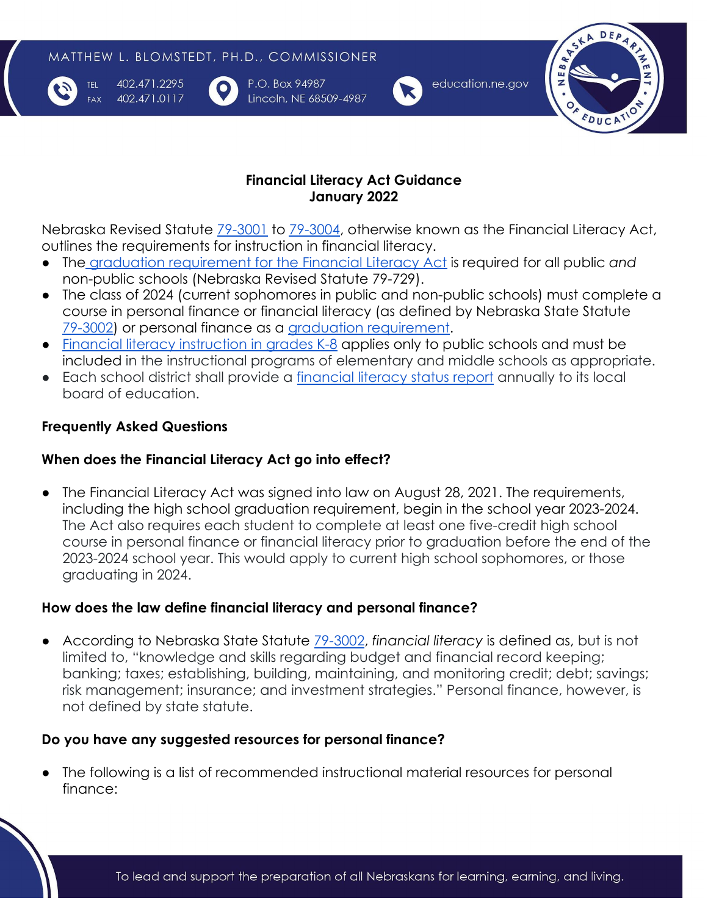MATTHEW L. BLOMSTEDT, PH.D., COMMISSIONER

TEL 402.471.2295
FAX 402.471.0117

P.O. Box 94987
Lincoln, NE 68509-4987

education.ne.gov

# Financial Literacy Act Guidance
## January 2022

Nebraska Revised Statute 79-3001 to 79-3004, otherwise known as the Financial Literacy Act, outlines the requirements for instruction in financial literacy.

- The graduation requirement for the Financial Literacy Act is required for all public *and* non-public schools (Nebraska Revised Statute 79-729).
- The class of 2024 (current sophomores in public and non-public schools) must complete a course in personal finance or financial literacy (as defined by Nebraska State Statute 79-3002) or personal finance as a graduation requirement.
- Financial literacy instruction in grades K-8 applies only to public schools and must be included in the instructional programs of elementary and middle schools as appropriate.
- Each school district shall provide a financial literacy status report annually to its local board of education.

### Frequently Asked Questions

### When does the Financial Literacy Act go into effect?

- The Financial Literacy Act was signed into law on August 28, 2021. The requirements, including the high school graduation requirement, begin in the school year 2023-2024. The Act also requires each student to complete at least one five-credit high school course in personal finance or financial literacy prior to graduation before the end of the 2023-2024 school year. This would apply to current high school sophomores, or those graduating in 2024.

### How does the law define financial literacy and personal finance?

- According to Nebraska State Statute 79-3002, *financial literacy* is defined as, but is not limited to, "knowledge and skills regarding budget and financial record keeping; banking; taxes; establishing, building, maintaining, and monitoring credit; debt; savings; risk management; insurance; and investment strategies." Personal finance, however, is not defined by state statute.

### Do you have any suggested resources for personal finance?

- The following is a list of recommended instructional material resources for personal finance: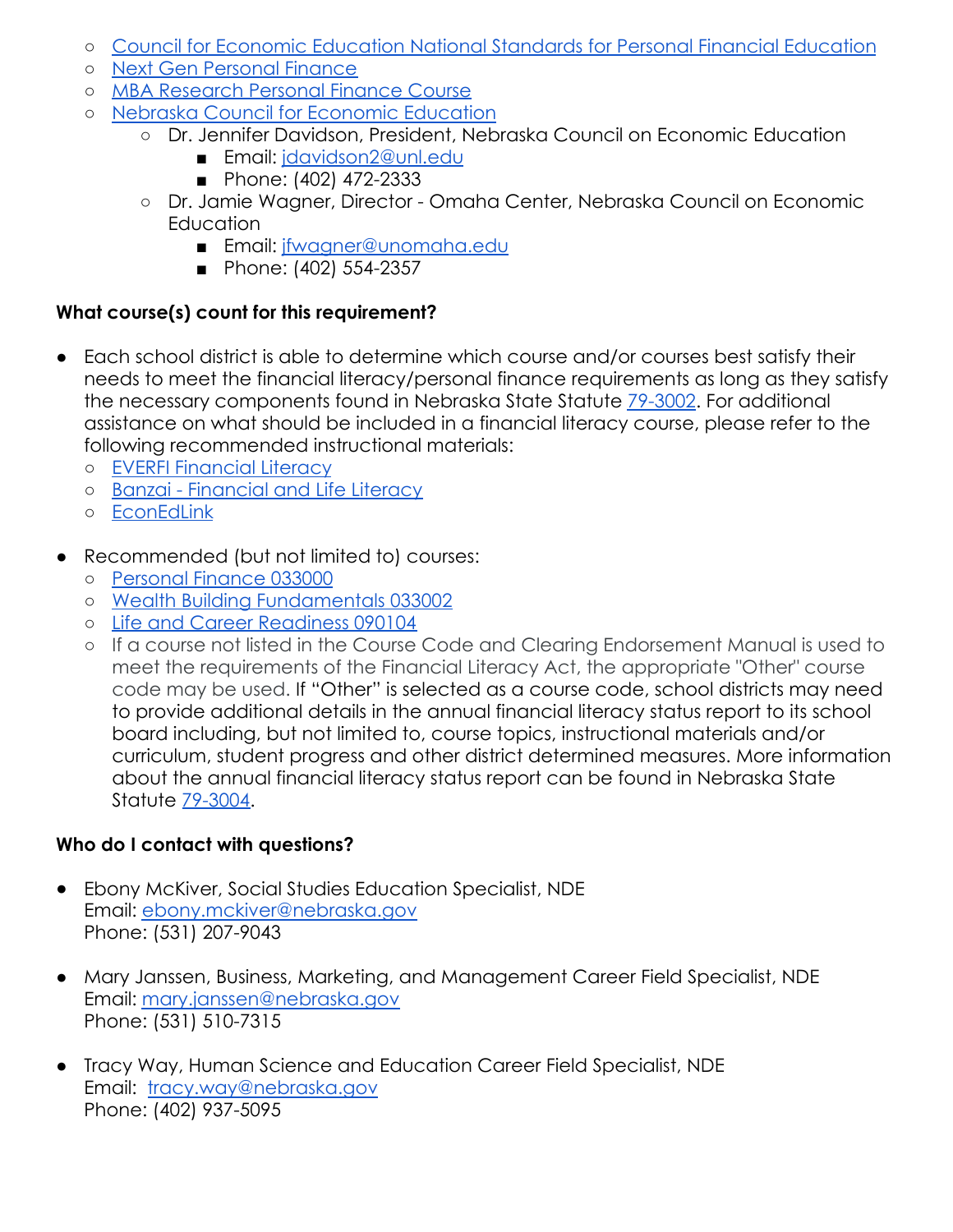- Council for Economic Education National Standards for Personal Financial Education
- Next Gen Personal Finance
- MBA Research Personal Finance Course
- Nebraska Council for Economic Education
    - Dr. Jennifer Davidson, President, Nebraska Council on Economic Education
        - Email: jdavidson2@unl.edu
        - Phone: (402) 472-2333
    - Dr. Jamie Wagner, Director - Omaha Center, Nebraska Council on Economic Education
        - Email: jfwagner@unomaha.edu
        - Phone: (402) 554-2357

**What course(s) count for this requirement?**

- Each school district is able to determine which course and/or courses best satisfy their needs to meet the financial literacy/personal finance requirements as long as they satisfy the necessary components found in Nebraska State Statute 79-3002. For additional assistance on what should be included in a financial literacy course, please refer to the following recommended instructional materials:
    - EVERFI Financial Literacy
    - Banzai - Financial and Life Literacy
    - EconEdLink

- Recommended (but not limited to) courses:
    - Personal Finance 033000
    - Wealth Building Fundamentals 033002
    - Life and Career Readiness 090104
    - If a course not listed in the Course Code and Clearing Endorsement Manual is used to meet the requirements of the Financial Literacy Act, the appropriate "Other" course code may be used. If "Other" is selected as a course code, school districts may need to provide additional details in the annual financial literacy status report to its school board including, but not limited to, course topics, instructional materials and/or curriculum, student progress and other district determined measures. More information about the annual financial literacy status report can be found in Nebraska State Statute 79-3004.

**Who do I contact with questions?**

- Ebony McKiver, Social Studies Education Specialist, NDE
  Email: ebony.mckiver@nebraska.gov
  Phone: (531) 207-9043

- Mary Janssen, Business, Marketing, and Management Career Field Specialist, NDE
  Email: mary.janssen@nebraska.gov
  Phone: (531) 510-7315

- Tracy Way, Human Science and Education Career Field Specialist, NDE
  Email: tracy.way@nebraska.gov
  Phone: (402) 937-5095